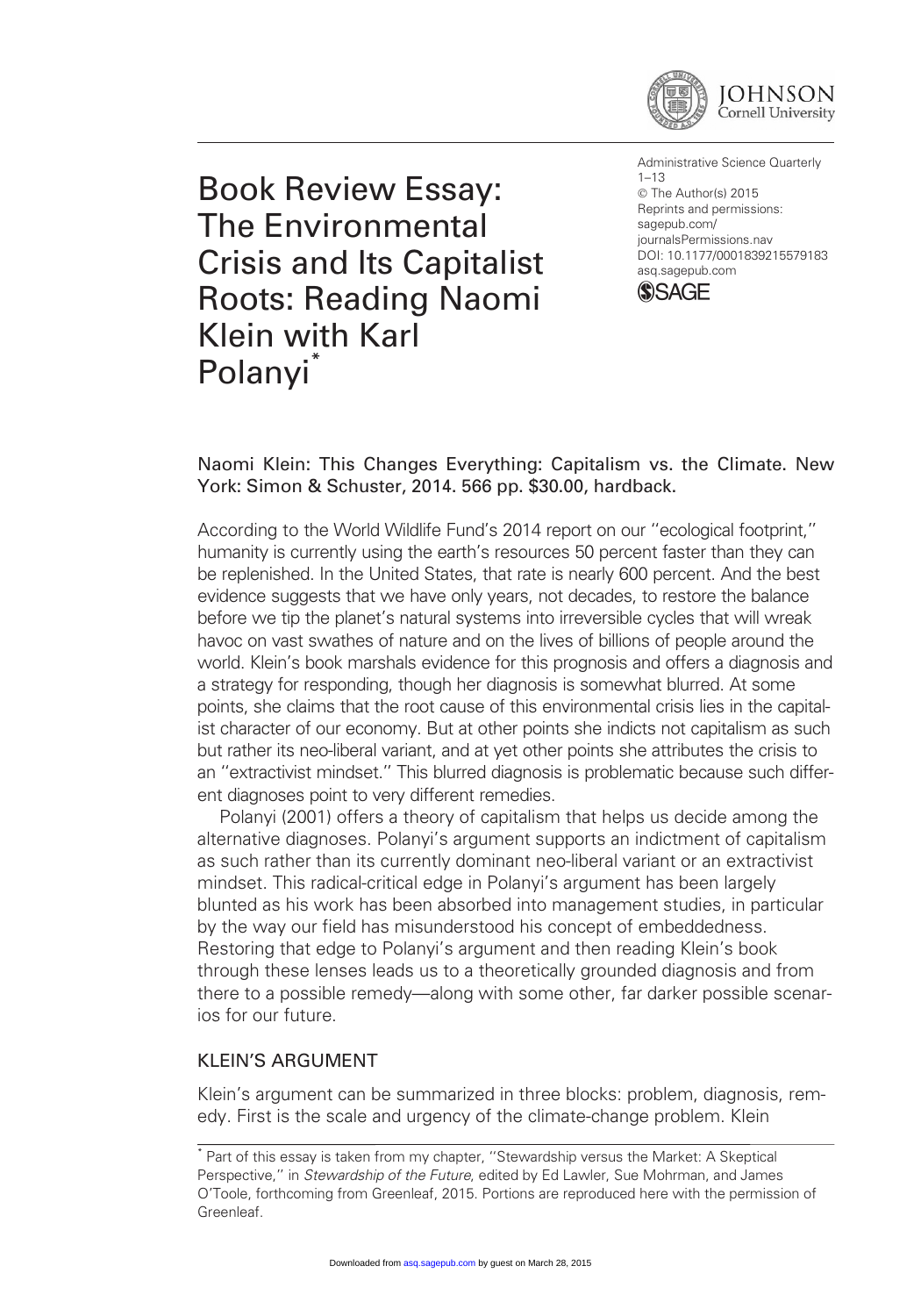# Book Review Essay: The Environmental Crisis and Its Capitalist Roots: Reading Naomi Klein with Karl Polanyi*

Administrative Science Quarterly
1–13
© The Author(s) 2015
Reprints and permissions: sagepub.com/journalsPermissions.nav
DOI: 10.1177/0001839215579183
asq.sagepub.com

Naomi Klein: This Changes Everything: Capitalism vs. the Climate. New York: Simon & Schuster, 2014. 566 pp. $30.00, hardback.

According to the World Wildlife Fund's 2014 report on our "ecological footprint," humanity is currently using the earth's resources 50 percent faster than they can be replenished. In the United States, that rate is nearly 600 percent. And the best evidence suggests that we have only years, not decades, to restore the balance before we tip the planet's natural systems into irreversible cycles that will wreak havoc on vast swathes of nature and on the lives of billions of people around the world. Klein's book marshals evidence for this prognosis and offers a diagnosis and a strategy for responding, though her diagnosis is somewhat blurred. At some points, she claims that the root cause of this environmental crisis lies in the capitalist character of our economy. But at other points she indicts not capitalism as such but rather its neo-liberal variant, and at yet other points she attributes the crisis to an "extractivist mindset." This blurred diagnosis is problematic because such different diagnoses point to very different remedies.

Polanyi (2001) offers a theory of capitalism that helps us decide among the alternative diagnoses. Polanyi's argument supports an indictment of capitalism as such rather than its currently dominant neo-liberal variant or an extractivist mindset. This radical-critical edge in Polanyi's argument has been largely blunted as his work has been absorbed into management studies, in particular by the way our field has misunderstood his concept of embeddedness. Restoring that edge to Polanyi's argument and then reading Klein's book through these lenses leads us to a theoretically grounded diagnosis and from there to a possible remedy—along with some other, far darker possible scenarios for our future.

## KLEIN'S ARGUMENT

Klein's argument can be summarized in three blocks: problem, diagnosis, remedy. First is the scale and urgency of the climate-change problem. Klein

\* Part of this essay is taken from my chapter, "Stewardship versus the Market: A Skeptical Perspective," in *Stewardship of the Future*, edited by Ed Lawler, Sue Mohrman, and James O'Toole, forthcoming from Greenleaf, 2015. Portions are reproduced here with the permission of Greenleaf.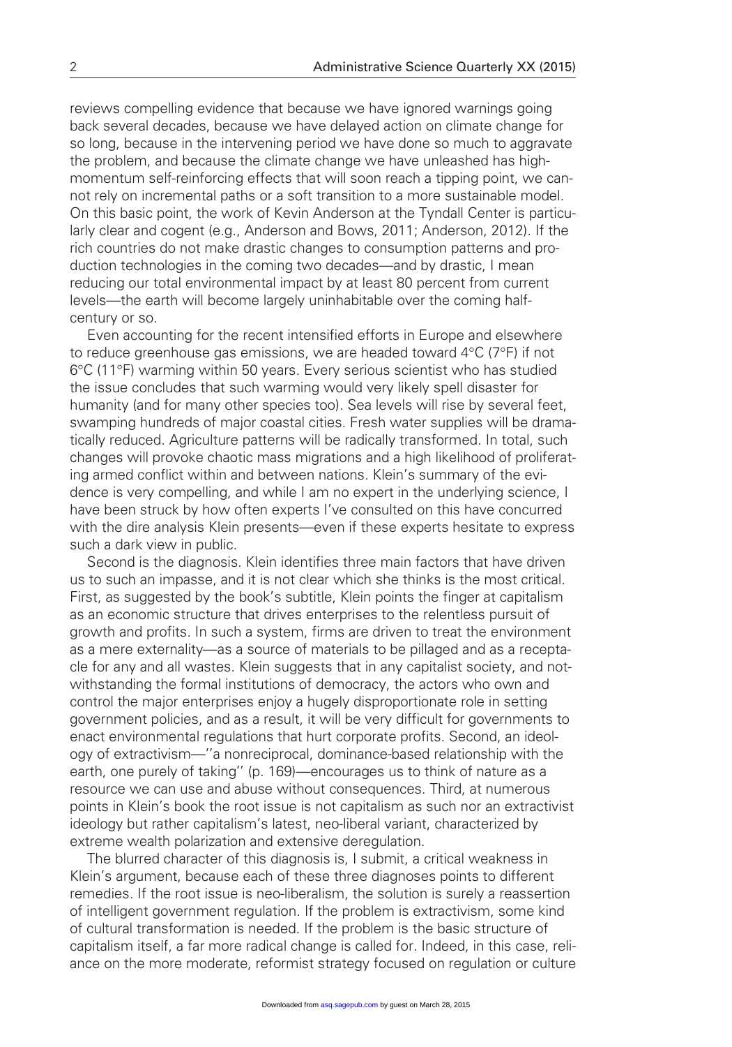reviews compelling evidence that because we have ignored warnings going back several decades, because we have delayed action on climate change for so long, because in the intervening period we have done so much to aggravate the problem, and because the climate change we have unleashed has high-momentum self-reinforcing effects that will soon reach a tipping point, we cannot rely on incremental paths or a soft transition to a more sustainable model. On this basic point, the work of Kevin Anderson at the Tyndall Center is particularly clear and cogent (e.g., Anderson and Bows, 2011; Anderson, 2012). If the rich countries do not make drastic changes to consumption patterns and production technologies in the coming two decades—and by drastic, I mean reducing our total environmental impact by at least 80 percent from current levels—the earth will become largely uninhabitable over the coming half-century or so.

Even accounting for the recent intensified efforts in Europe and elsewhere to reduce greenhouse gas emissions, we are headed toward 4°C (7°F) if not 6°C (11°F) warming within 50 years. Every serious scientist who has studied the issue concludes that such warming would very likely spell disaster for humanity (and for many other species too). Sea levels will rise by several feet, swamping hundreds of major coastal cities. Fresh water supplies will be dramatically reduced. Agriculture patterns will be radically transformed. In total, such changes will provoke chaotic mass migrations and a high likelihood of proliferating armed conflict within and between nations. Klein's summary of the evidence is very compelling, and while I am no expert in the underlying science, I have been struck by how often experts I've consulted on this have concurred with the dire analysis Klein presents—even if these experts hesitate to express such a dark view in public.

Second is the diagnosis. Klein identifies three main factors that have driven us to such an impasse, and it is not clear which she thinks is the most critical. First, as suggested by the book's subtitle, Klein points the finger at capitalism as an economic structure that drives enterprises to the relentless pursuit of growth and profits. In such a system, firms are driven to treat the environment as a mere externality—as a source of materials to be pillaged and as a receptacle for any and all wastes. Klein suggests that in any capitalist society, and notwithstanding the formal institutions of democracy, the actors who own and control the major enterprises enjoy a hugely disproportionate role in setting government policies, and as a result, it will be very difficult for governments to enact environmental regulations that hurt corporate profits. Second, an ideology of extractivism—''a nonreciprocal, dominance-based relationship with the earth, one purely of taking'' (p. 169)—encourages us to think of nature as a resource we can use and abuse without consequences. Third, at numerous points in Klein's book the root issue is not capitalism as such nor an extractivist ideology but rather capitalism's latest, neo-liberal variant, characterized by extreme wealth polarization and extensive deregulation.

The blurred character of this diagnosis is, I submit, a critical weakness in Klein's argument, because each of these three diagnoses points to different remedies. If the root issue is neo-liberalism, the solution is surely a reassertion of intelligent government regulation. If the problem is extractivism, some kind of cultural transformation is needed. If the problem is the basic structure of capitalism itself, a far more radical change is called for. Indeed, in this case, reliance on the more moderate, reformist strategy focused on regulation or culture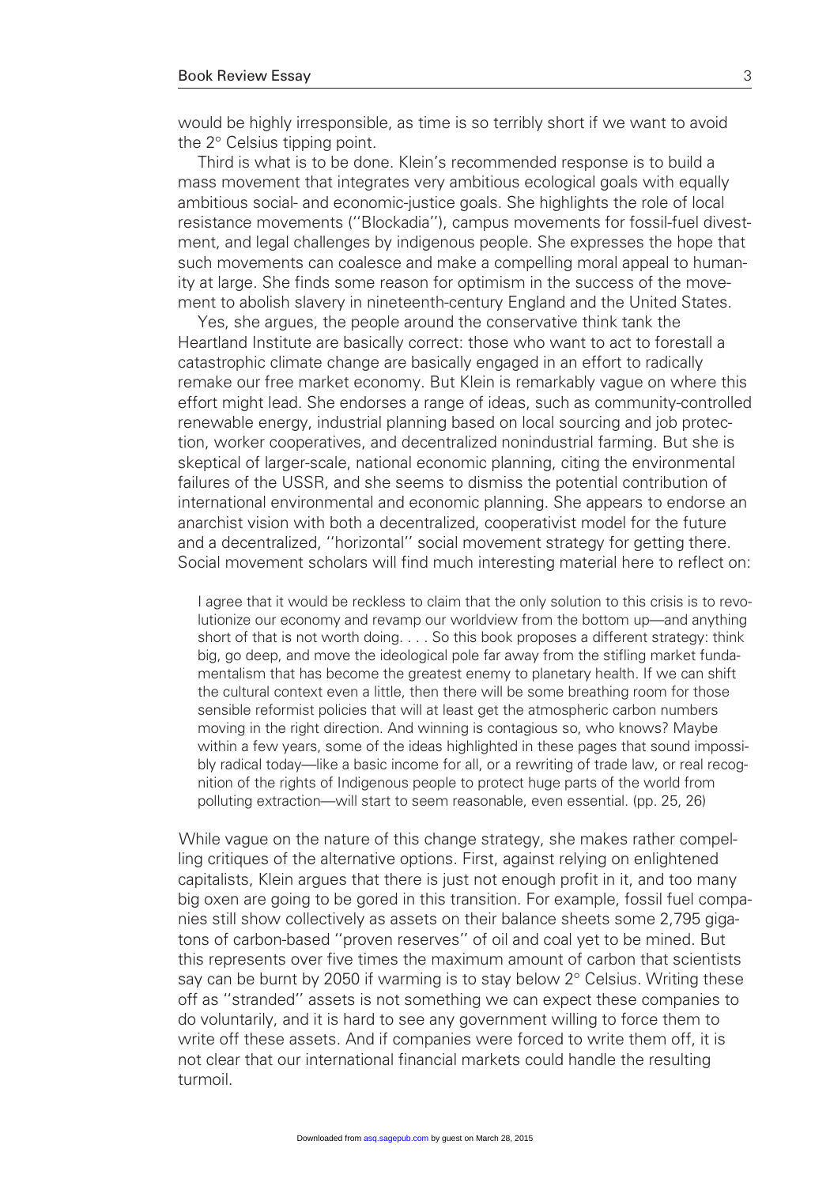would be highly irresponsible, as time is so terribly short if we want to avoid the 2° Celsius tipping point.

Third is what is to be done. Klein's recommended response is to build a mass movement that integrates very ambitious ecological goals with equally ambitious social- and economic-justice goals. She highlights the role of local resistance movements (''Blockadia''), campus movements for fossil-fuel divestment, and legal challenges by indigenous people. She expresses the hope that such movements can coalesce and make a compelling moral appeal to humanity at large. She finds some reason for optimism in the success of the movement to abolish slavery in nineteenth-century England and the United States.

Yes, she argues, the people around the conservative think tank the Heartland Institute are basically correct: those who want to act to forestall a catastrophic climate change are basically engaged in an effort to radically remake our free market economy. But Klein is remarkably vague on where this effort might lead. She endorses a range of ideas, such as community-controlled renewable energy, industrial planning based on local sourcing and job protection, worker cooperatives, and decentralized nonindustrial farming. But she is skeptical of larger-scale, national economic planning, citing the environmental failures of the USSR, and she seems to dismiss the potential contribution of international environmental and economic planning. She appears to endorse an anarchist vision with both a decentralized, cooperativist model for the future and a decentralized, ''horizontal'' social movement strategy for getting there. Social movement scholars will find much interesting material here to reflect on:

> I agree that it would be reckless to claim that the only solution to this crisis is to revolutionize our economy and revamp our worldview from the bottom up—and anything short of that is not worth doing. . . . So this book proposes a different strategy: think big, go deep, and move the ideological pole far away from the stifling market fundamentalism that has become the greatest enemy to planetary health. If we can shift the cultural context even a little, then there will be some breathing room for those sensible reformist policies that will at least get the atmospheric carbon numbers moving in the right direction. And winning is contagious so, who knows? Maybe within a few years, some of the ideas highlighted in these pages that sound impossibly radical today—like a basic income for all, or a rewriting of trade law, or real recognition of the rights of Indigenous people to protect huge parts of the world from polluting extraction—will start to seem reasonable, even essential. (pp. 25, 26)

While vague on the nature of this change strategy, she makes rather compelling critiques of the alternative options. First, against relying on enlightened capitalists, Klein argues that there is just not enough profit in it, and too many big oxen are going to be gored in this transition. For example, fossil fuel companies still show collectively as assets on their balance sheets some 2,795 gigatons of carbon-based ''proven reserves'' of oil and coal yet to be mined. But this represents over five times the maximum amount of carbon that scientists say can be burnt by 2050 if warming is to stay below 2° Celsius. Writing these off as ''stranded'' assets is not something we can expect these companies to do voluntarily, and it is hard to see any government willing to force them to write off these assets. And if companies were forced to write them off, it is not clear that our international financial markets could handle the resulting turmoil.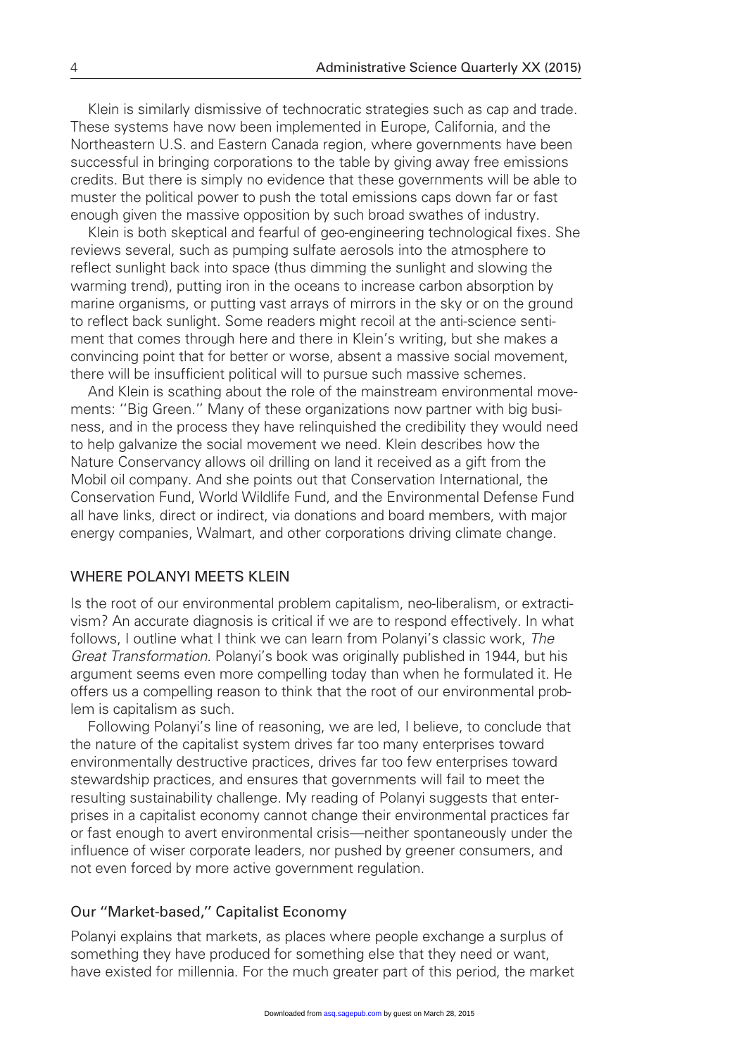Klein is similarly dismissive of technocratic strategies such as cap and trade. These systems have now been implemented in Europe, California, and the Northeastern U.S. and Eastern Canada region, where governments have been successful in bringing corporations to the table by giving away free emissions credits. But there is simply no evidence that these governments will be able to muster the political power to push the total emissions caps down far or fast enough given the massive opposition by such broad swathes of industry.

Klein is both skeptical and fearful of geo-engineering technological fixes. She reviews several, such as pumping sulfate aerosols into the atmosphere to reflect sunlight back into space (thus dimming the sunlight and slowing the warming trend), putting iron in the oceans to increase carbon absorption by marine organisms, or putting vast arrays of mirrors in the sky or on the ground to reflect back sunlight. Some readers might recoil at the anti-science sentiment that comes through here and there in Klein's writing, but she makes a convincing point that for better or worse, absent a massive social movement, there will be insufficient political will to pursue such massive schemes.

And Klein is scathing about the role of the mainstream environmental movements: ''Big Green.'' Many of these organizations now partner with big business, and in the process they have relinquished the credibility they would need to help galvanize the social movement we need. Klein describes how the Nature Conservancy allows oil drilling on land it received as a gift from the Mobil oil company. And she points out that Conservation International, the Conservation Fund, World Wildlife Fund, and the Environmental Defense Fund all have links, direct or indirect, via donations and board members, with major energy companies, Walmart, and other corporations driving climate change.

## WHERE POLANYI MEETS KLEIN

Is the root of our environmental problem capitalism, neo-liberalism, or extractivism? An accurate diagnosis is critical if we are to respond effectively. In what follows, I outline what I think we can learn from Polanyi's classic work, *The Great Transformation*. Polanyi's book was originally published in 1944, but his argument seems even more compelling today than when he formulated it. He offers us a compelling reason to think that the root of our environmental problem is capitalism as such.

Following Polanyi's line of reasoning, we are led, I believe, to conclude that the nature of the capitalist system drives far too many enterprises toward environmentally destructive practices, drives far too few enterprises toward stewardship practices, and ensures that governments will fail to meet the resulting sustainability challenge. My reading of Polanyi suggests that enterprises in a capitalist economy cannot change their environmental practices far or fast enough to avert environmental crisis—neither spontaneously under the influence of wiser corporate leaders, nor pushed by greener consumers, and not even forced by more active government regulation.

### Our ''Market-based,'' Capitalist Economy

Polanyi explains that markets, as places where people exchange a surplus of something they have produced for something else that they need or want, have existed for millennia. For the much greater part of this period, the market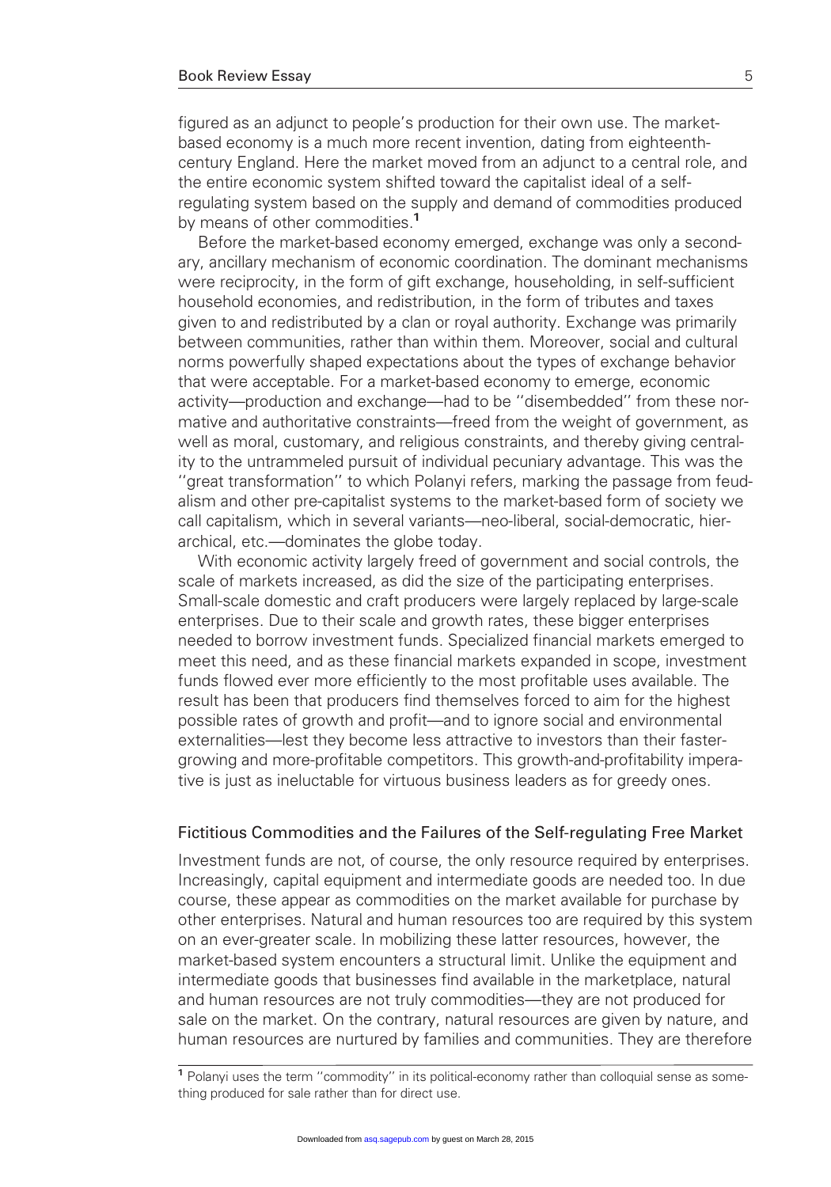figured as an adjunct to people's production for their own use. The market-based economy is a much more recent invention, dating from eighteenth-century England. Here the market moved from an adjunct to a central role, and the entire economic system shifted toward the capitalist ideal of a self-regulating system based on the supply and demand of commodities produced by means of other commodities.[1]

Before the market-based economy emerged, exchange was only a secondary, ancillary mechanism of economic coordination. The dominant mechanisms were reciprocity, in the form of gift exchange, householding, in self-sufficient household economies, and redistribution, in the form of tributes and taxes given to and redistributed by a clan or royal authority. Exchange was primarily between communities, rather than within them. Moreover, social and cultural norms powerfully shaped expectations about the types of exchange behavior that were acceptable. For a market-based economy to emerge, economic activity—production and exchange—had to be ''disembedded'' from these normative and authoritative constraints—freed from the weight of government, as well as moral, customary, and religious constraints, and thereby giving centrality to the untrammeled pursuit of individual pecuniary advantage. This was the ''great transformation'' to which Polanyi refers, marking the passage from feudalism and other pre-capitalist systems to the market-based form of society we call capitalism, which in several variants—neo-liberal, social-democratic, hierarchical, etc.—dominates the globe today.

With economic activity largely freed of government and social controls, the scale of markets increased, as did the size of the participating enterprises. Small-scale domestic and craft producers were largely replaced by large-scale enterprises. Due to their scale and growth rates, these bigger enterprises needed to borrow investment funds. Specialized financial markets emerged to meet this need, and as these financial markets expanded in scope, investment funds flowed ever more efficiently to the most profitable uses available. The result has been that producers find themselves forced to aim for the highest possible rates of growth and profit—and to ignore social and environmental externalities—lest they become less attractive to investors than their faster-growing and more-profitable competitors. This growth-and-profitability imperative is just as ineluctable for virtuous business leaders as for greedy ones.

## Fictitious Commodities and the Failures of the Self-regulating Free Market

Investment funds are not, of course, the only resource required by enterprises. Increasingly, capital equipment and intermediate goods are needed too. In due course, these appear as commodities on the market available for purchase by other enterprises. Natural and human resources too are required by this system on an ever-greater scale. In mobilizing these latter resources, however, the market-based system encounters a structural limit. Unlike the equipment and intermediate goods that businesses find available in the marketplace, natural and human resources are not truly commodities—they are not produced for sale on the market. On the contrary, natural resources are given by nature, and human resources are nurtured by families and communities. They are therefore

[1] Polanyi uses the term ''commodity'' in its political-economy rather than colloquial sense as something produced for sale rather than for direct use.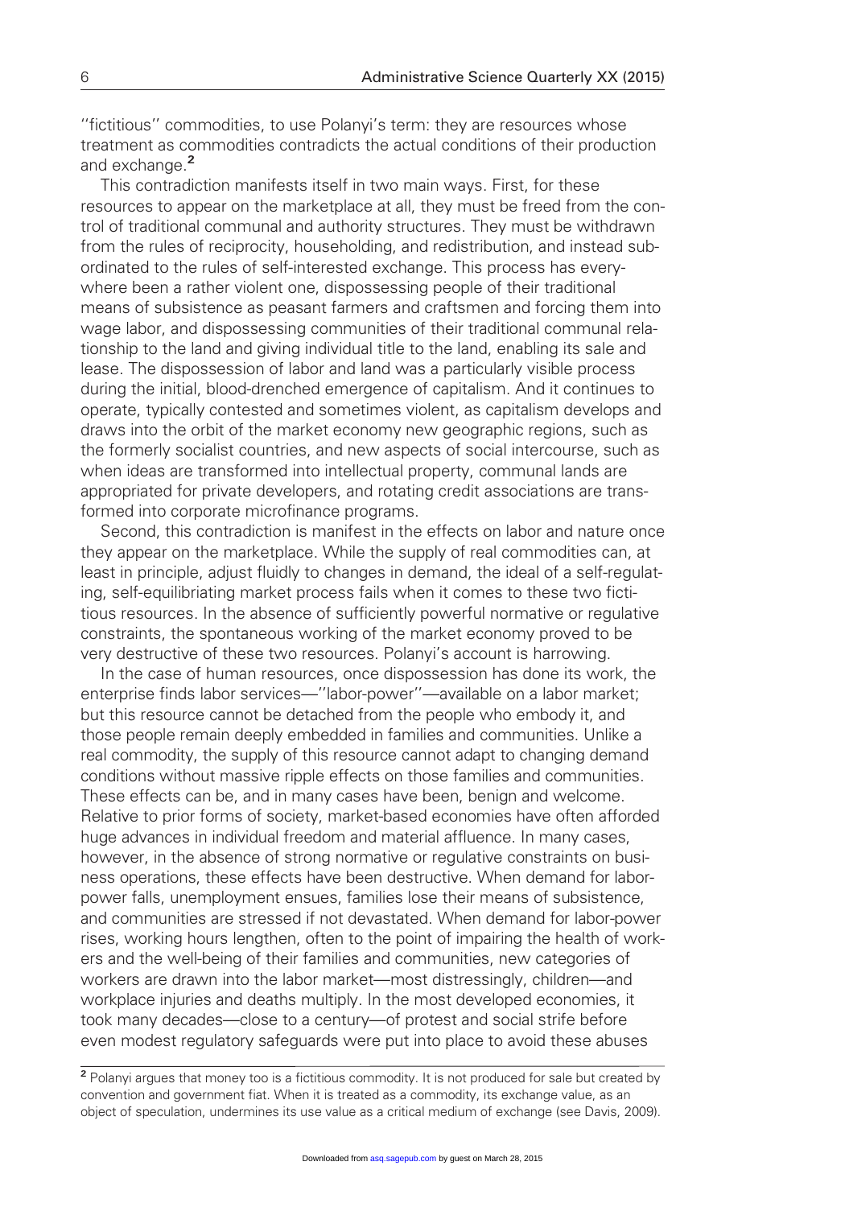''fictitious'' commodities, to use Polanyi's term: they are resources whose treatment as commodities contradicts the actual conditions of their production and exchange.[2]

This contradiction manifests itself in two main ways. First, for these resources to appear on the marketplace at all, they must be freed from the control of traditional communal and authority structures. They must be withdrawn from the rules of reciprocity, householding, and redistribution, and instead subordinated to the rules of self-interested exchange. This process has everywhere been a rather violent one, dispossessing people of their traditional means of subsistence as peasant farmers and craftsmen and forcing them into wage labor, and dispossessing communities of their traditional communal relationship to the land and giving individual title to the land, enabling its sale and lease. The dispossession of labor and land was a particularly visible process during the initial, blood-drenched emergence of capitalism. And it continues to operate, typically contested and sometimes violent, as capitalism develops and draws into the orbit of the market economy new geographic regions, such as the formerly socialist countries, and new aspects of social intercourse, such as when ideas are transformed into intellectual property, communal lands are appropriated for private developers, and rotating credit associations are transformed into corporate microfinance programs.

Second, this contradiction is manifest in the effects on labor and nature once they appear on the marketplace. While the supply of real commodities can, at least in principle, adjust fluidly to changes in demand, the ideal of a self-regulating, self-equilibriating market process fails when it comes to these two fictitious resources. In the absence of sufficiently powerful normative or regulative constraints, the spontaneous working of the market economy proved to be very destructive of these two resources. Polanyi's account is harrowing.

In the case of human resources, once dispossession has done its work, the enterprise finds labor services—''labor-power''—available on a labor market; but this resource cannot be detached from the people who embody it, and those people remain deeply embedded in families and communities. Unlike a real commodity, the supply of this resource cannot adapt to changing demand conditions without massive ripple effects on those families and communities. These effects can be, and in many cases have been, benign and welcome. Relative to prior forms of society, market-based economies have often afforded huge advances in individual freedom and material affluence. In many cases, however, in the absence of strong normative or regulative constraints on business operations, these effects have been destructive. When demand for labor-power falls, unemployment ensues, families lose their means of subsistence, and communities are stressed if not devastated. When demand for labor-power rises, working hours lengthen, often to the point of impairing the health of workers and the well-being of their families and communities, new categories of workers are drawn into the labor market—most distressingly, children—and workplace injuries and deaths multiply. In the most developed economies, it took many decades—close to a century—of protest and social strife before even modest regulatory safeguards were put into place to avoid these abuses

[2] Polanyi argues that money too is a fictitious commodity. It is not produced for sale but created by convention and government fiat. When it is treated as a commodity, its exchange value, as an object of speculation, undermines its use value as a critical medium of exchange (see Davis, 2009).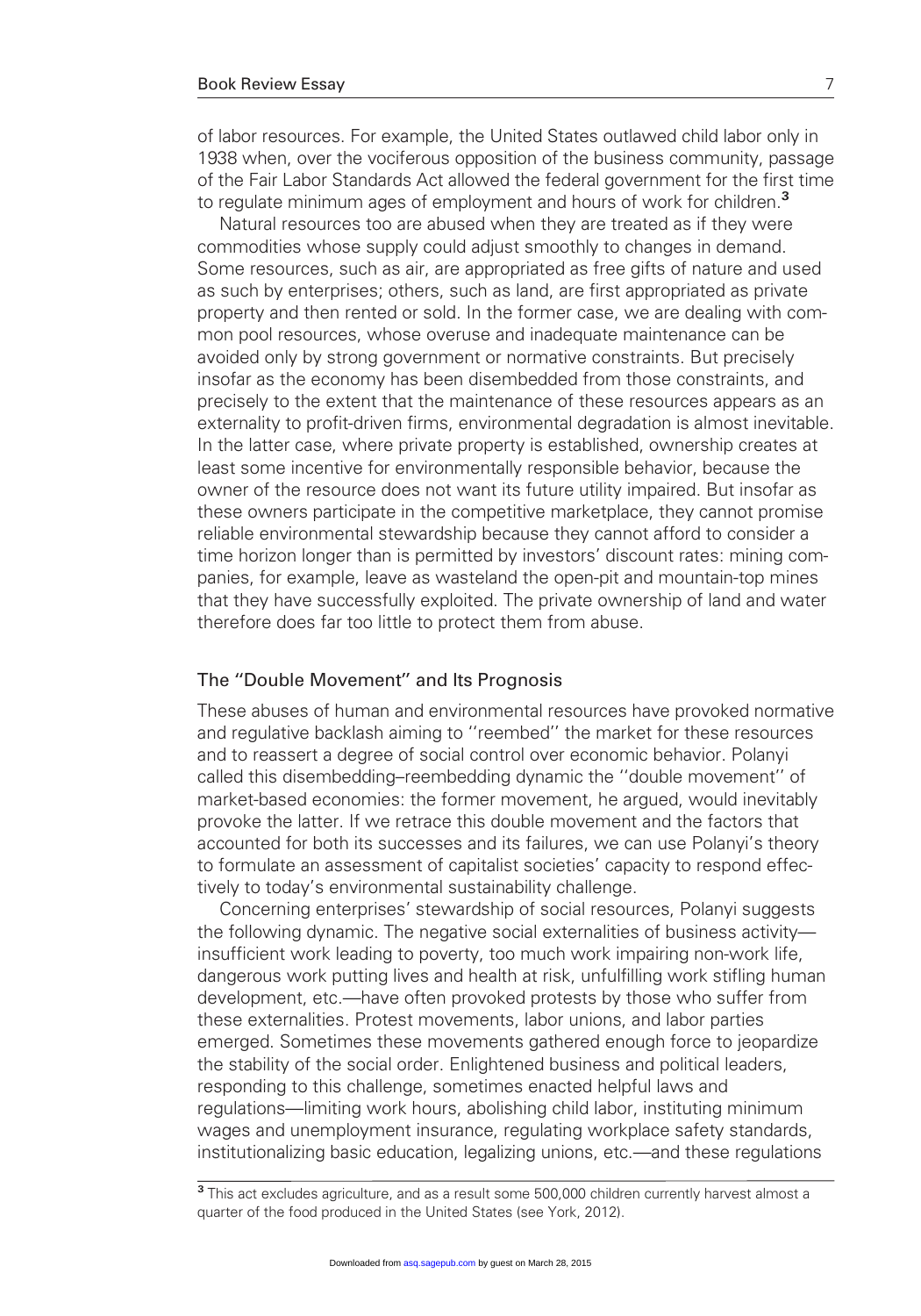of labor resources. For example, the United States outlawed child labor only in 1938 when, over the vociferous opposition of the business community, passage of the Fair Labor Standards Act allowed the federal government for the first time to regulate minimum ages of employment and hours of work for children.[3]

Natural resources too are abused when they are treated as if they were commodities whose supply could adjust smoothly to changes in demand. Some resources, such as air, are appropriated as free gifts of nature and used as such by enterprises; others, such as land, are first appropriated as private property and then rented or sold. In the former case, we are dealing with common pool resources, whose overuse and inadequate maintenance can be avoided only by strong government or normative constraints. But precisely insofar as the economy has been disembedded from those constraints, and precisely to the extent that the maintenance of these resources appears as an externality to profit-driven firms, environmental degradation is almost inevitable. In the latter case, where private property is established, ownership creates at least some incentive for environmentally responsible behavior, because the owner of the resource does not want its future utility impaired. But insofar as these owners participate in the competitive marketplace, they cannot promise reliable environmental stewardship because they cannot afford to consider a time horizon longer than is permitted by investors' discount rates: mining companies, for example, leave as wasteland the open-pit and mountain-top mines that they have successfully exploited. The private ownership of land and water therefore does far too little to protect them from abuse.

## The "Double Movement" and Its Prognosis

These abuses of human and environmental resources have provoked normative and regulative backlash aiming to "reembed" the market for these resources and to reassert a degree of social control over economic behavior. Polanyi called this disembedding–reembedding dynamic the "double movement" of market-based economies: the former movement, he argued, would inevitably provoke the latter. If we retrace this double movement and the factors that accounted for both its successes and its failures, we can use Polanyi's theory to formulate an assessment of capitalist societies' capacity to respond effectively to today's environmental sustainability challenge.

Concerning enterprises' stewardship of social resources, Polanyi suggests the following dynamic. The negative social externalities of business activity—insufficient work leading to poverty, too much work impairing non-work life, dangerous work putting lives and health at risk, unfulfilling work stifling human development, etc.—have often provoked protests by those who suffer from these externalities. Protest movements, labor unions, and labor parties emerged. Sometimes these movements gathered enough force to jeopardize the stability of the social order. Enlightened business and political leaders, responding to this challenge, sometimes enacted helpful laws and regulations—limiting work hours, abolishing child labor, instituting minimum wages and unemployment insurance, regulating workplace safety standards, institutionalizing basic education, legalizing unions, etc.—and these regulations

[3] This act excludes agriculture, and as a result some 500,000 children currently harvest almost a quarter of the food produced in the United States (see York, 2012).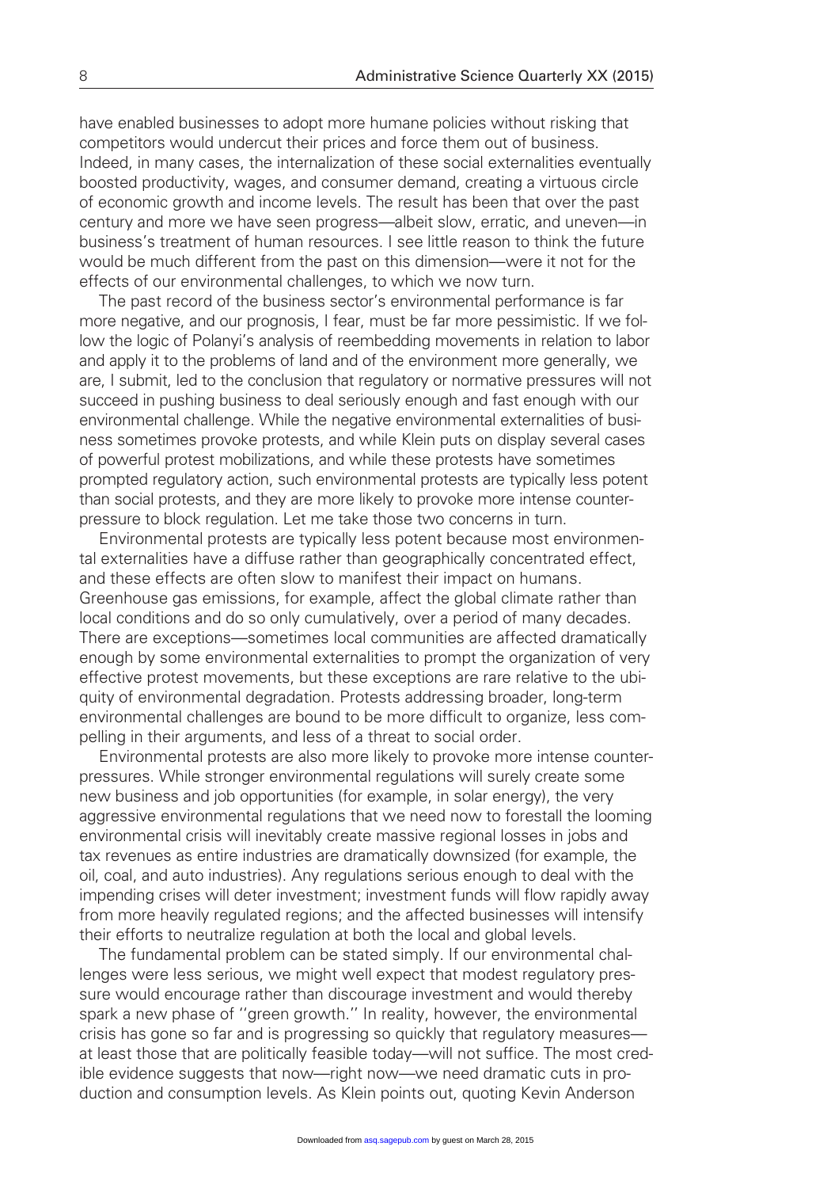have enabled businesses to adopt more humane policies without risking that competitors would undercut their prices and force them out of business. Indeed, in many cases, the internalization of these social externalities eventually boosted productivity, wages, and consumer demand, creating a virtuous circle of economic growth and income levels. The result has been that over the past century and more we have seen progress—albeit slow, erratic, and uneven—in business's treatment of human resources. I see little reason to think the future would be much different from the past on this dimension—were it not for the effects of our environmental challenges, to which we now turn.

The past record of the business sector's environmental performance is far more negative, and our prognosis, I fear, must be far more pessimistic. If we follow the logic of Polanyi's analysis of reembedding movements in relation to labor and apply it to the problems of land and of the environment more generally, we are, I submit, led to the conclusion that regulatory or normative pressures will not succeed in pushing business to deal seriously enough and fast enough with our environmental challenge. While the negative environmental externalities of business sometimes provoke protests, and while Klein puts on display several cases of powerful protest mobilizations, and while these protests have sometimes prompted regulatory action, such environmental protests are typically less potent than social protests, and they are more likely to provoke more intense counterpressure to block regulation. Let me take those two concerns in turn.

Environmental protests are typically less potent because most environmental externalities have a diffuse rather than geographically concentrated effect, and these effects are often slow to manifest their impact on humans. Greenhouse gas emissions, for example, affect the global climate rather than local conditions and do so only cumulatively, over a period of many decades. There are exceptions—sometimes local communities are affected dramatically enough by some environmental externalities to prompt the organization of very effective protest movements, but these exceptions are rare relative to the ubiquity of environmental degradation. Protests addressing broader, long-term environmental challenges are bound to be more difficult to organize, less compelling in their arguments, and less of a threat to social order.

Environmental protests are also more likely to provoke more intense counterpressures. While stronger environmental regulations will surely create some new business and job opportunities (for example, in solar energy), the very aggressive environmental regulations that we need now to forestall the looming environmental crisis will inevitably create massive regional losses in jobs and tax revenues as entire industries are dramatically downsized (for example, the oil, coal, and auto industries). Any regulations serious enough to deal with the impending crises will deter investment; investment funds will flow rapidly away from more heavily regulated regions; and the affected businesses will intensify their efforts to neutralize regulation at both the local and global levels.

The fundamental problem can be stated simply. If our environmental challenges were less serious, we might well expect that modest regulatory pressure would encourage rather than discourage investment and would thereby spark a new phase of "green growth." In reality, however, the environmental crisis has gone so far and is progressing so quickly that regulatory measures—at least those that are politically feasible today—will not suffice. The most credible evidence suggests that now—right now—we need dramatic cuts in production and consumption levels. As Klein points out, quoting Kevin Anderson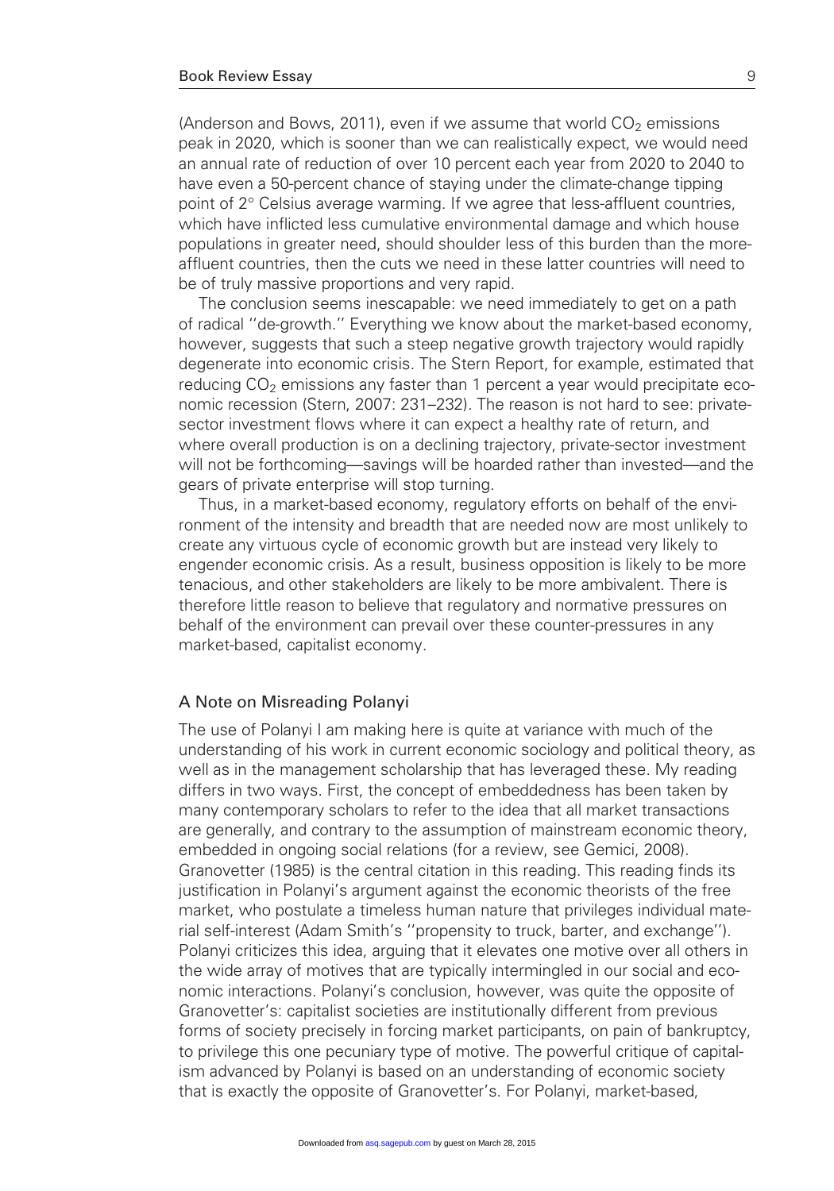(Anderson and Bows, 2011), even if we assume that world $CO_2$ emissions peak in 2020, which is sooner than we can realistically expect, we would need an annual rate of reduction of over 10 percent each year from 2020 to 2040 to have even a 50-percent chance of staying under the climate-change tipping point of 2° Celsius average warming. If we agree that less-affluent countries, which have inflicted less cumulative environmental damage and which house populations in greater need, should shoulder less of this burden than the more-affluent countries, then the cuts we need in these latter countries will need to be of truly massive proportions and very rapid.

The conclusion seems inescapable: we need immediately to get on a path of radical ''de-growth.'' Everything we know about the market-based economy, however, suggests that such a steep negative growth trajectory would rapidly degenerate into economic crisis. The Stern Report, for example, estimated that reducing $CO_2$ emissions any faster than 1 percent a year would precipitate economic recession (Stern, 2007: 231–232). The reason is not hard to see: private-sector investment flows where it can expect a healthy rate of return, and where overall production is on a declining trajectory, private-sector investment will not be forthcoming—savings will be hoarded rather than invested—and the gears of private enterprise will stop turning.

Thus, in a market-based economy, regulatory efforts on behalf of the environment of the intensity and breadth that are needed now are most unlikely to create any virtuous cycle of economic growth but are instead very likely to engender economic crisis. As a result, business opposition is likely to be more tenacious, and other stakeholders are likely to be more ambivalent. There is therefore little reason to believe that regulatory and normative pressures on behalf of the environment can prevail over these counter-pressures in any market-based, capitalist economy.

## A Note on Misreading Polanyi

The use of Polanyi I am making here is quite at variance with much of the understanding of his work in current economic sociology and political theory, as well as in the management scholarship that has leveraged these. My reading differs in two ways. First, the concept of embeddedness has been taken by many contemporary scholars to refer to the idea that all market transactions are generally, and contrary to the assumption of mainstream economic theory, embedded in ongoing social relations (for a review, see Gemici, 2008). Granovetter (1985) is the central citation in this reading. This reading finds its justification in Polanyi's argument against the economic theorists of the free market, who postulate a timeless human nature that privileges individual material self-interest (Adam Smith's ''propensity to truck, barter, and exchange''). Polanyi criticizes this idea, arguing that it elevates one motive over all others in the wide array of motives that are typically intermingled in our social and economic interactions. Polanyi's conclusion, however, was quite the opposite of Granovetter's: capitalist societies are institutionally different from previous forms of society precisely in forcing market participants, on pain of bankruptcy, to privilege this one pecuniary type of motive. The powerful critique of capitalism advanced by Polanyi is based on an understanding of economic society that is exactly the opposite of Granovetter's. For Polanyi, market-based,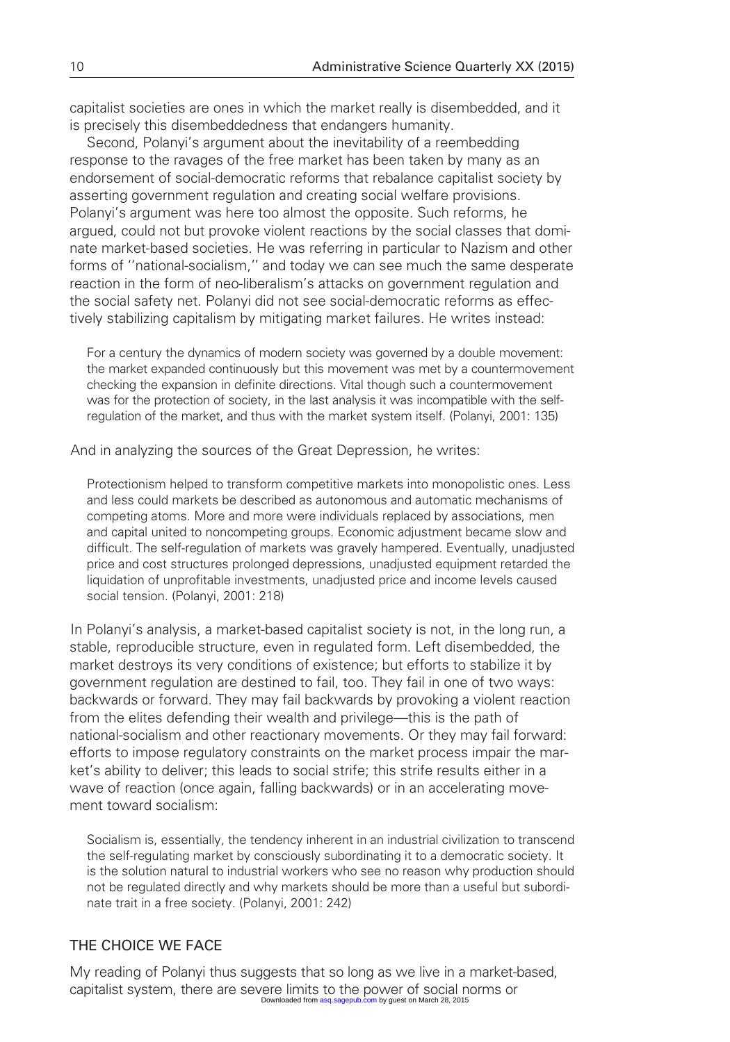capitalist societies are ones in which the market really is disembedded, and it is precisely this disembeddedness that endangers humanity.

Second, Polanyi's argument about the inevitability of a reembedding response to the ravages of the free market has been taken by many as an endorsement of social-democratic reforms that rebalance capitalist society by asserting government regulation and creating social welfare provisions. Polanyi's argument was here too almost the opposite. Such reforms, he argued, could not but provoke violent reactions by the social classes that dominate market-based societies. He was referring in particular to Nazism and other forms of "national-socialism," and today we can see much the same desperate reaction in the form of neo-liberalism's attacks on government regulation and the social safety net. Polanyi did not see social-democratic reforms as effectively stabilizing capitalism by mitigating market failures. He writes instead:

> For a century the dynamics of modern society was governed by a double movement: the market expanded continuously but this movement was met by a countermovement checking the expansion in definite directions. Vital though such a countermovement was for the protection of society, in the last analysis it was incompatible with the self-regulation of the market, and thus with the market system itself. (Polanyi, 2001: 135)

And in analyzing the sources of the Great Depression, he writes:

> Protectionism helped to transform competitive markets into monopolistic ones. Less and less could markets be described as autonomous and automatic mechanisms of competing atoms. More and more were individuals replaced by associations, men and capital united to noncompeting groups. Economic adjustment became slow and difficult. The self-regulation of markets was gravely hampered. Eventually, unadjusted price and cost structures prolonged depressions, unadjusted equipment retarded the liquidation of unprofitable investments, unadjusted price and income levels caused social tension. (Polanyi, 2001: 218)

In Polanyi's analysis, a market-based capitalist society is not, in the long run, a stable, reproducible structure, even in regulated form. Left disembedded, the market destroys its very conditions of existence; but efforts to stabilize it by government regulation are destined to fail, too. They fail in one of two ways: backwards or forward. They may fail backwards by provoking a violent reaction from the elites defending their wealth and privilege—this is the path of national-socialism and other reactionary movements. Or they may fail forward: efforts to impose regulatory constraints on the market process impair the market's ability to deliver; this leads to social strife; this strife results either in a wave of reaction (once again, falling backwards) or in an accelerating movement toward socialism:

> Socialism is, essentially, the tendency inherent in an industrial civilization to transcend the self-regulating market by consciously subordinating it to a democratic society. It is the solution natural to industrial workers who see no reason why production should not be regulated directly and why markets should be more than a useful but subordinate trait in a free society. (Polanyi, 2001: 242)

## THE CHOICE WE FACE

My reading of Polanyi thus suggests that so long as we live in a market-based, capitalist system, there are severe limits to the power of social norms or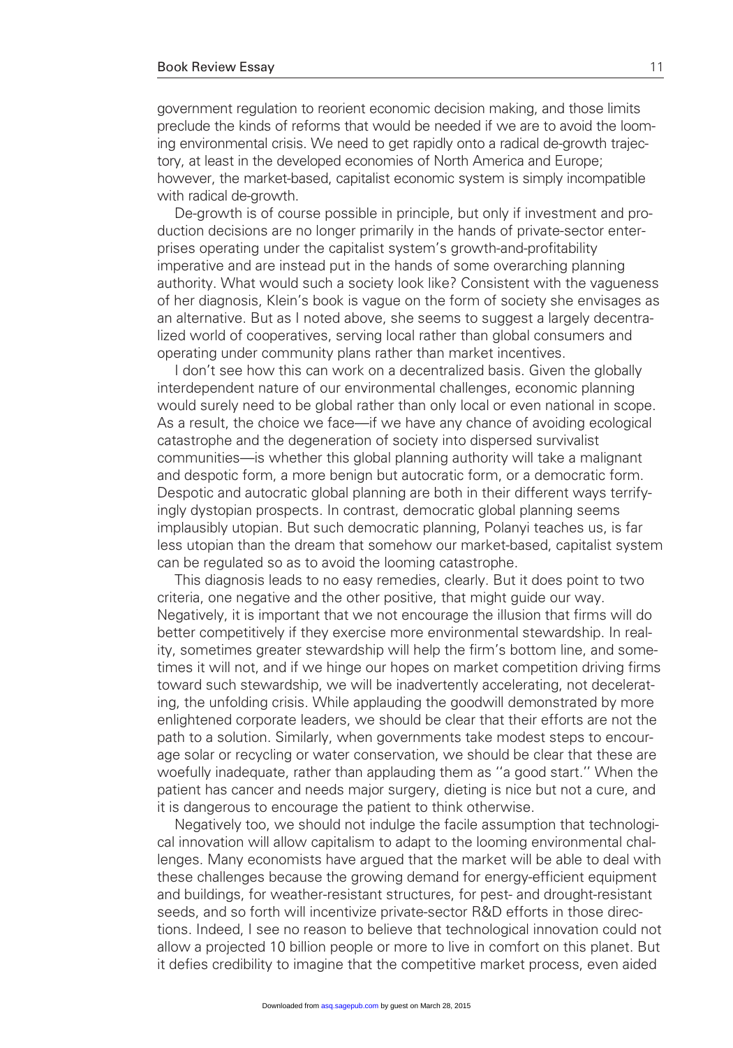government regulation to reorient economic decision making, and those limits preclude the kinds of reforms that would be needed if we are to avoid the looming environmental crisis. We need to get rapidly onto a radical de-growth trajectory, at least in the developed economies of North America and Europe; however, the market-based, capitalist economic system is simply incompatible with radical de-growth.

De-growth is of course possible in principle, but only if investment and production decisions are no longer primarily in the hands of private-sector enterprises operating under the capitalist system's growth-and-profitability imperative and are instead put in the hands of some overarching planning authority. What would such a society look like? Consistent with the vagueness of her diagnosis, Klein's book is vague on the form of society she envisages as an alternative. But as I noted above, she seems to suggest a largely decentralized world of cooperatives, serving local rather than global consumers and operating under community plans rather than market incentives.

I don't see how this can work on a decentralized basis. Given the globally interdependent nature of our environmental challenges, economic planning would surely need to be global rather than only local or even national in scope. As a result, the choice we face—if we have any chance of avoiding ecological catastrophe and the degeneration of society into dispersed survivalist communities—is whether this global planning authority will take a malignant and despotic form, a more benign but autocratic form, or a democratic form. Despotic and autocratic global planning are both in their different ways terrifyingly dystopian prospects. In contrast, democratic global planning seems implausibly utopian. But such democratic planning, Polanyi teaches us, is far less utopian than the dream that somehow our market-based, capitalist system can be regulated so as to avoid the looming catastrophe.

This diagnosis leads to no easy remedies, clearly. But it does point to two criteria, one negative and the other positive, that might guide our way. Negatively, it is important that we not encourage the illusion that firms will do better competitively if they exercise more environmental stewardship. In reality, sometimes greater stewardship will help the firm's bottom line, and sometimes it will not, and if we hinge our hopes on market competition driving firms toward such stewardship, we will be inadvertently accelerating, not decelerating, the unfolding crisis. While applauding the goodwill demonstrated by more enlightened corporate leaders, we should be clear that their efforts are not the path to a solution. Similarly, when governments take modest steps to encourage solar or recycling or water conservation, we should be clear that these are woefully inadequate, rather than applauding them as ''a good start.'' When the patient has cancer and needs major surgery, dieting is nice but not a cure, and it is dangerous to encourage the patient to think otherwise.

Negatively too, we should not indulge the facile assumption that technological innovation will allow capitalism to adapt to the looming environmental challenges. Many economists have argued that the market will be able to deal with these challenges because the growing demand for energy-efficient equipment and buildings, for weather-resistant structures, for pest- and drought-resistant seeds, and so forth will incentivize private-sector R&D efforts in those directions. Indeed, I see no reason to believe that technological innovation could not allow a projected 10 billion people or more to live in comfort on this planet. But it defies credibility to imagine that the competitive market process, even aided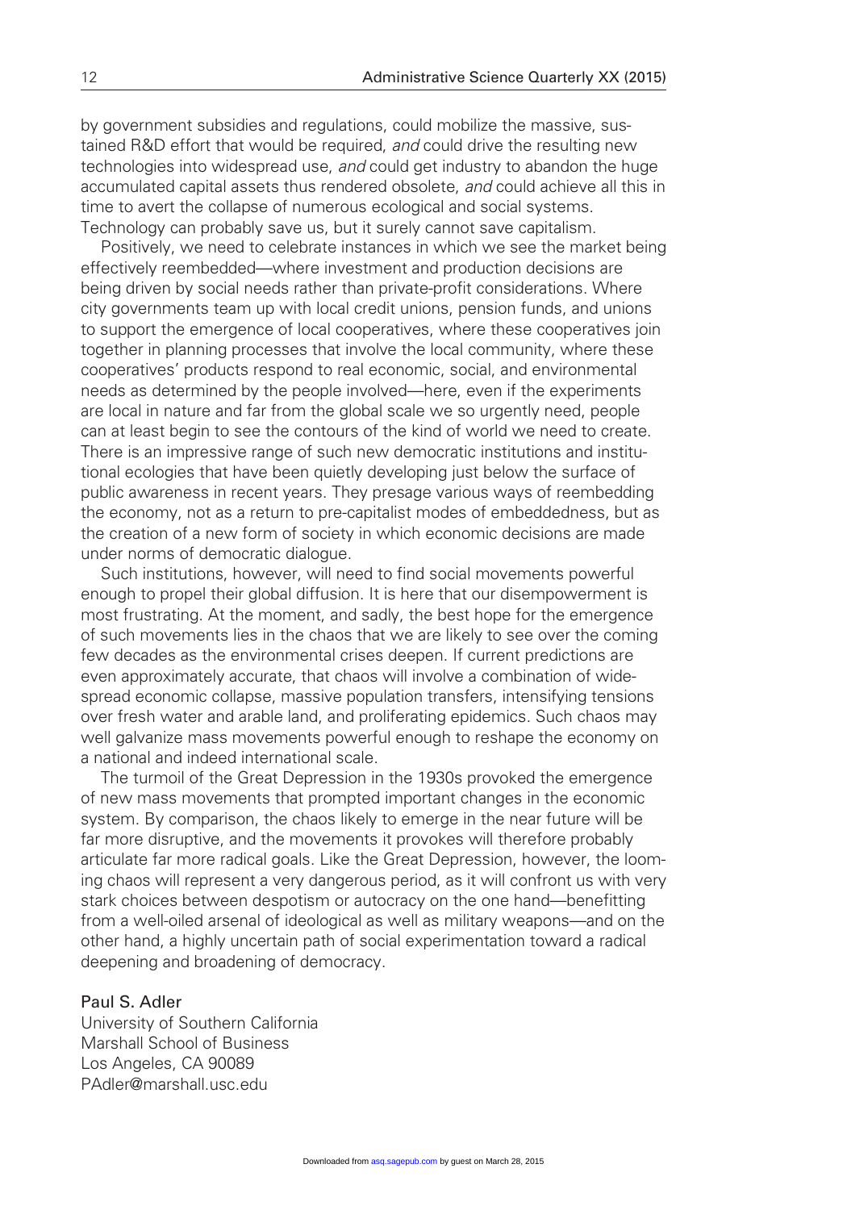by government subsidies and regulations, could mobilize the massive, sustained R&D effort that would be required, *and* could drive the resulting new technologies into widespread use, *and* could get industry to abandon the huge accumulated capital assets thus rendered obsolete, *and* could achieve all this in time to avert the collapse of numerous ecological and social systems. Technology can probably save us, but it surely cannot save capitalism.

Positively, we need to celebrate instances in which we see the market being effectively reembedded—where investment and production decisions are being driven by social needs rather than private-profit considerations. Where city governments team up with local credit unions, pension funds, and unions to support the emergence of local cooperatives, where these cooperatives join together in planning processes that involve the local community, where these cooperatives' products respond to real economic, social, and environmental needs as determined by the people involved—here, even if the experiments are local in nature and far from the global scale we so urgently need, people can at least begin to see the contours of the kind of world we need to create. There is an impressive range of such new democratic institutions and institutional ecologies that have been quietly developing just below the surface of public awareness in recent years. They presage various ways of reembedding the economy, not as a return to pre-capitalist modes of embeddedness, but as the creation of a new form of society in which economic decisions are made under norms of democratic dialogue.

Such institutions, however, will need to find social movements powerful enough to propel their global diffusion. It is here that our disempowerment is most frustrating. At the moment, and sadly, the best hope for the emergence of such movements lies in the chaos that we are likely to see over the coming few decades as the environmental crises deepen. If current predictions are even approximately accurate, that chaos will involve a combination of widespread economic collapse, massive population transfers, intensifying tensions over fresh water and arable land, and proliferating epidemics. Such chaos may well galvanize mass movements powerful enough to reshape the economy on a national and indeed international scale.

The turmoil of the Great Depression in the 1930s provoked the emergence of new mass movements that prompted important changes in the economic system. By comparison, the chaos likely to emerge in the near future will be far more disruptive, and the movements it provokes will therefore probably articulate far more radical goals. Like the Great Depression, however, the looming chaos will represent a very dangerous period, as it will confront us with very stark choices between despotism or autocracy on the one hand—benefitting from a well-oiled arsenal of ideological as well as military weapons—and on the other hand, a highly uncertain path of social experimentation toward a radical deepening and broadening of democracy.

Paul S. Adler
University of Southern California
Marshall School of Business
Los Angeles, CA 90089
PAdler@marshall.usc.edu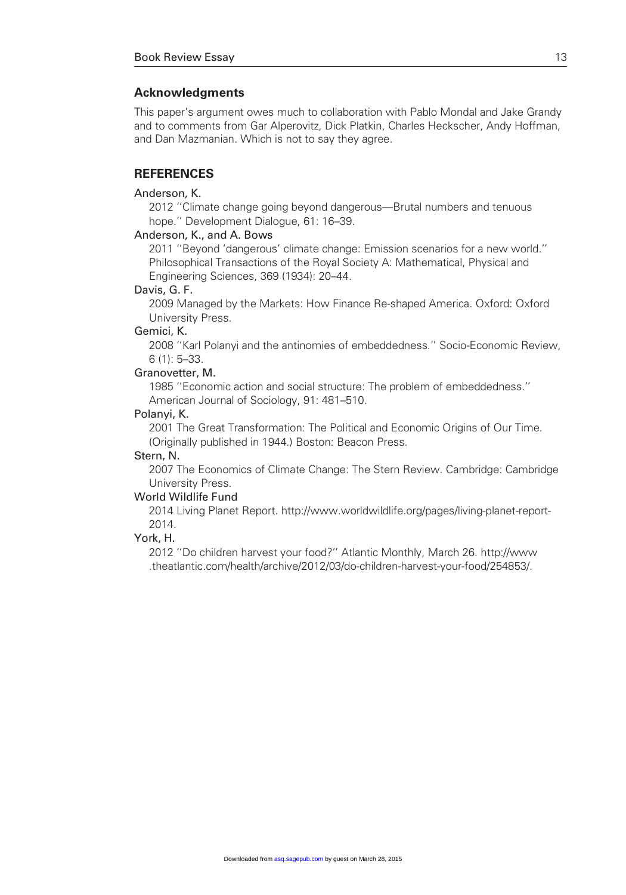## Acknowledgments

This paper's argument owes much to collaboration with Pablo Mondal and Jake Grandy and to comments from Gar Alperovitz, Dick Platkin, Charles Heckscher, Andy Hoffman, and Dan Mazmanian. Which is not to say they agree.

## REFERENCES

Anderson, K.
2012 ''Climate change going beyond dangerous—Brutal numbers and tenuous hope.'' Development Dialogue, 61: 16–39.

Anderson, K., and A. Bows
2011 ''Beyond 'dangerous' climate change: Emission scenarios for a new world.'' Philosophical Transactions of the Royal Society A: Mathematical, Physical and Engineering Sciences, 369 (1934): 20–44.

Davis, G. F.
2009 Managed by the Markets: How Finance Re-shaped America. Oxford: Oxford University Press.

Gemici, K.
2008 ''Karl Polanyi and the antinomies of embeddedness.'' Socio-Economic Review, 6 (1): 5–33.

Granovetter, M.
1985 ''Economic action and social structure: The problem of embeddedness.'' American Journal of Sociology, 91: 481–510.

Polanyi, K.
2001 The Great Transformation: The Political and Economic Origins of Our Time. (Originally published in 1944.) Boston: Beacon Press.

Stern, N.
2007 The Economics of Climate Change: The Stern Review. Cambridge: Cambridge University Press.

World Wildlife Fund
2014 Living Planet Report. http://www.worldwildlife.org/pages/living-planet-report-2014.

York, H.
2012 ''Do children harvest your food?'' Atlantic Monthly, March 26. http://www.theatlantic.com/health/archive/2012/03/do-children-harvest-your-food/254853/.